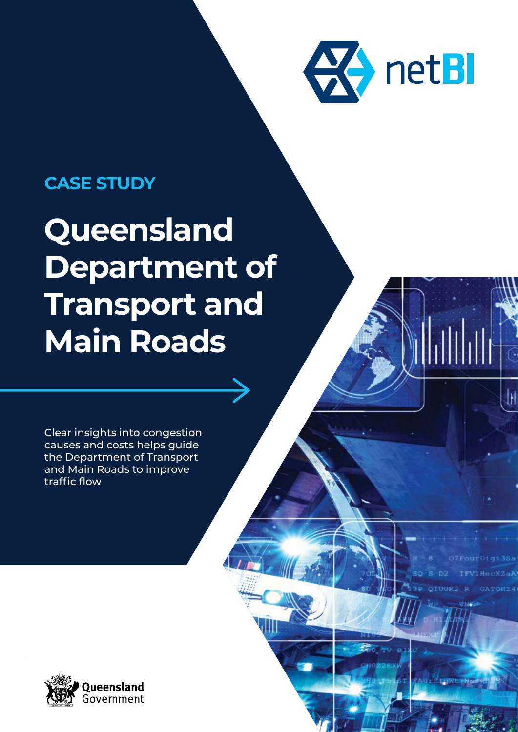netBI

CASE STUDY

# Queensland Department of Transport and Main Roads

Clear insights into congestion causes and costs helps guide the Department of Transport and Main Roads to improve traffic flow

Queensland Government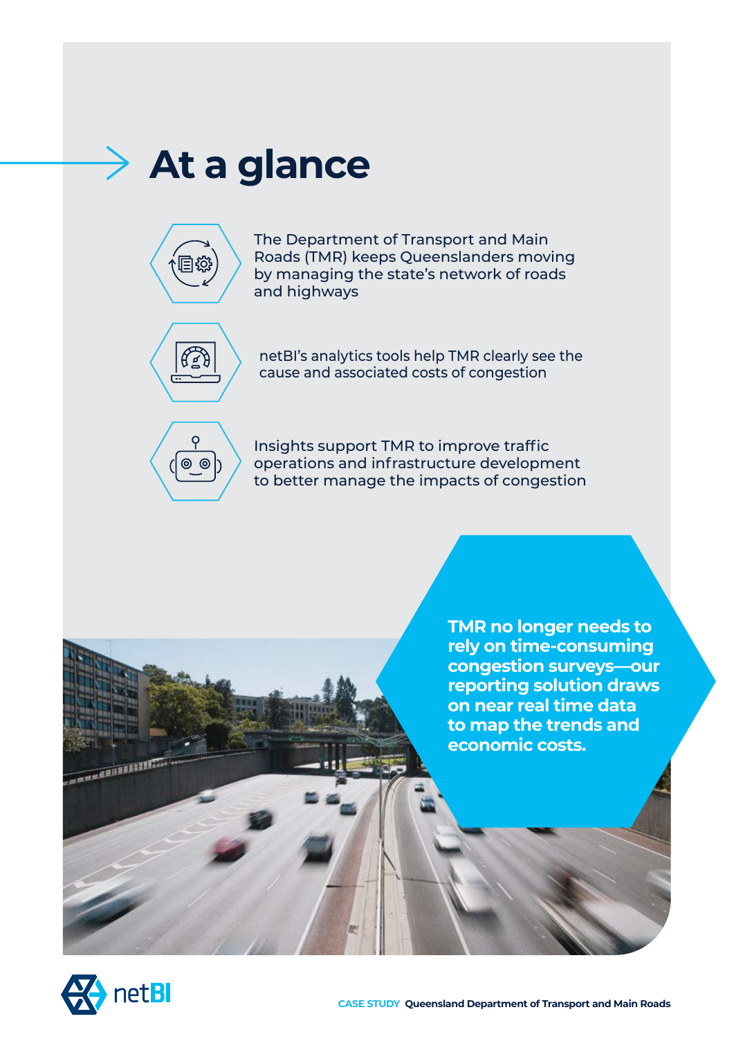# At a glance

The Department of Transport and Main Roads (TMR) keeps Queenslanders moving by managing the state's network of roads and highways

netBI's analytics tools help TMR clearly see the cause and associated costs of congestion

Insights support TMR to improve traffic operations and infrastructure development to better manage the impacts of congestion

**TMR no longer needs to rely on time-consuming congestion surveys—our reporting solution draws on near real time data to map the trends and economic costs.**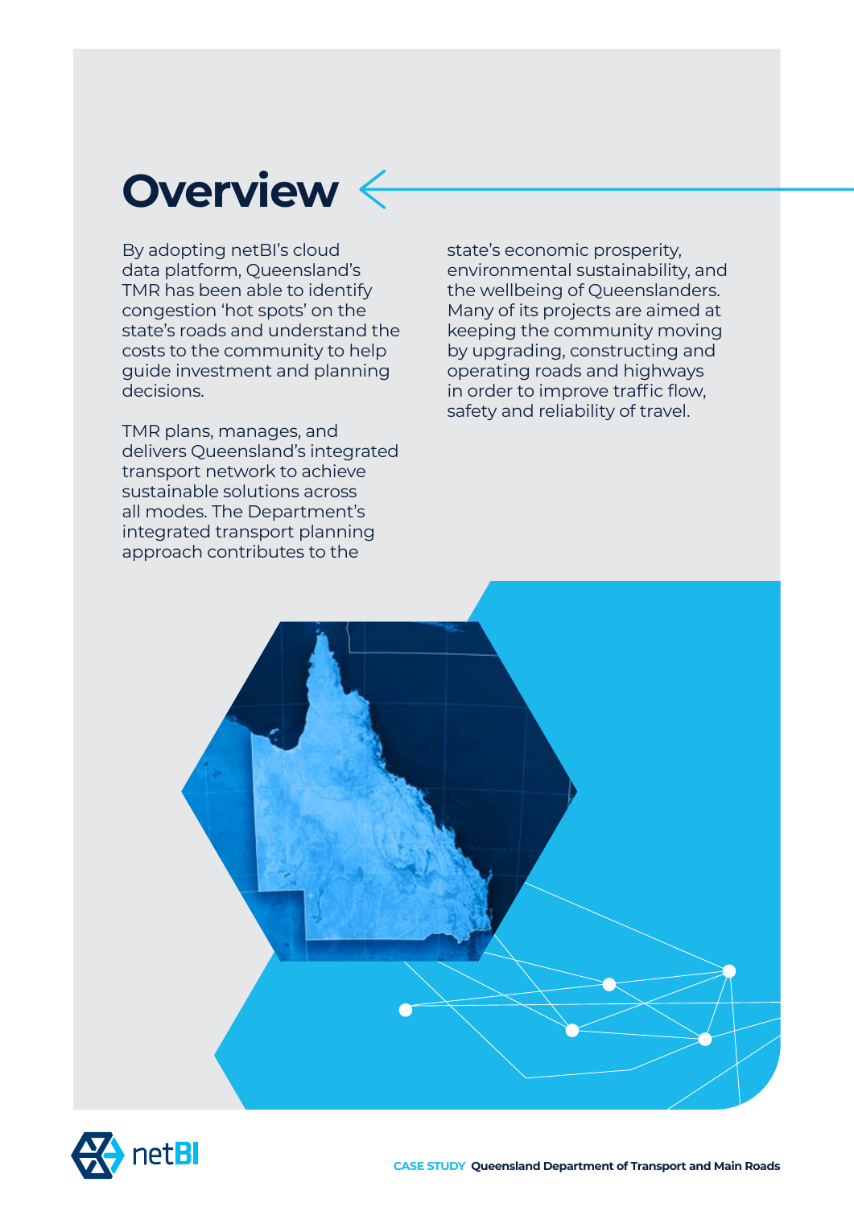# Overview

By adopting netBI's cloud data platform, Queensland's TMR has been able to identify congestion 'hot spots' on the state's roads and understand the costs to the community to help guide investment and planning decisions.

TMR plans, manages, and delivers Queensland's integrated transport network to achieve sustainable solutions across all modes. The Department's integrated transport planning approach contributes to the state's economic prosperity, environmental sustainability, and the wellbeing of Queenslanders. Many of its projects are aimed at keeping the community moving by upgrading, constructing and operating roads and highways in order to improve traffic flow, safety and reliability of travel.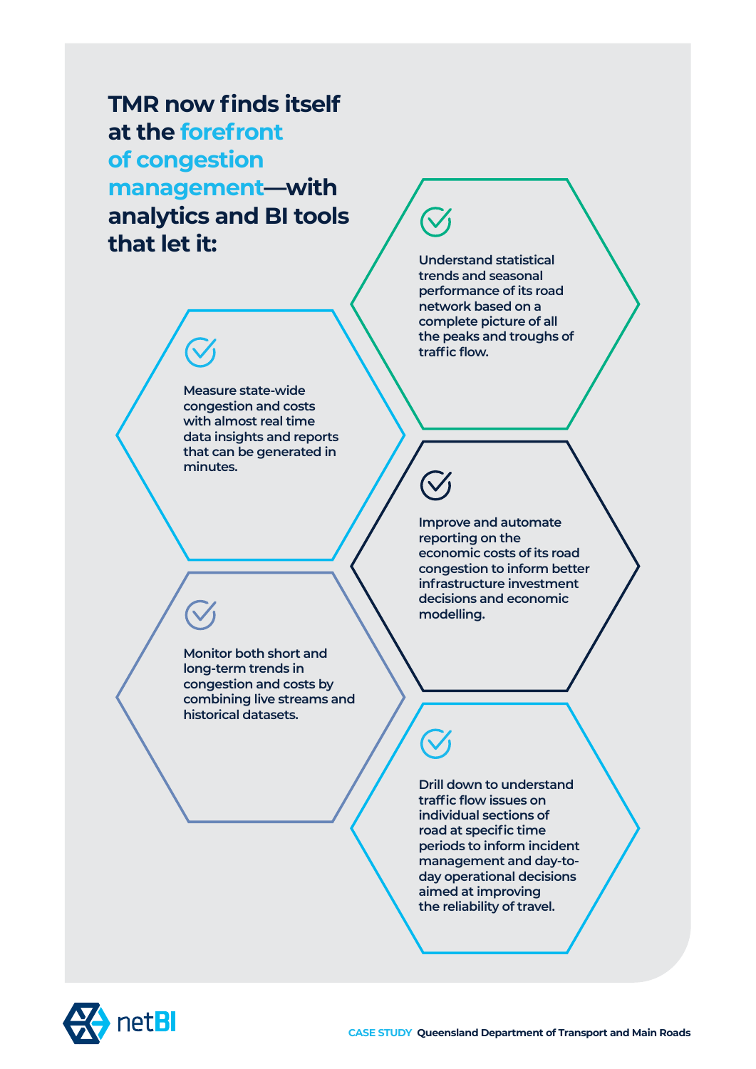## TMR now finds itself at the forefront of congestion management—with analytics and BI tools that let it:

- Understand statistical trends and seasonal performance of its road network based on a complete picture of all the peaks and troughs of traffic flow.
- Measure state-wide congestion and costs with almost real time data insights and reports that can be generated in minutes.
- Improve and automate reporting on the economic costs of its road congestion to inform better infrastructure investment decisions and economic modelling.
- Monitor both short and long-term trends in congestion and costs by combining live streams and historical datasets.
- Drill down to understand traffic flow issues on individual sections of road at specific time periods to inform incident management and day-to-day operational decisions aimed at improving the reliability of travel.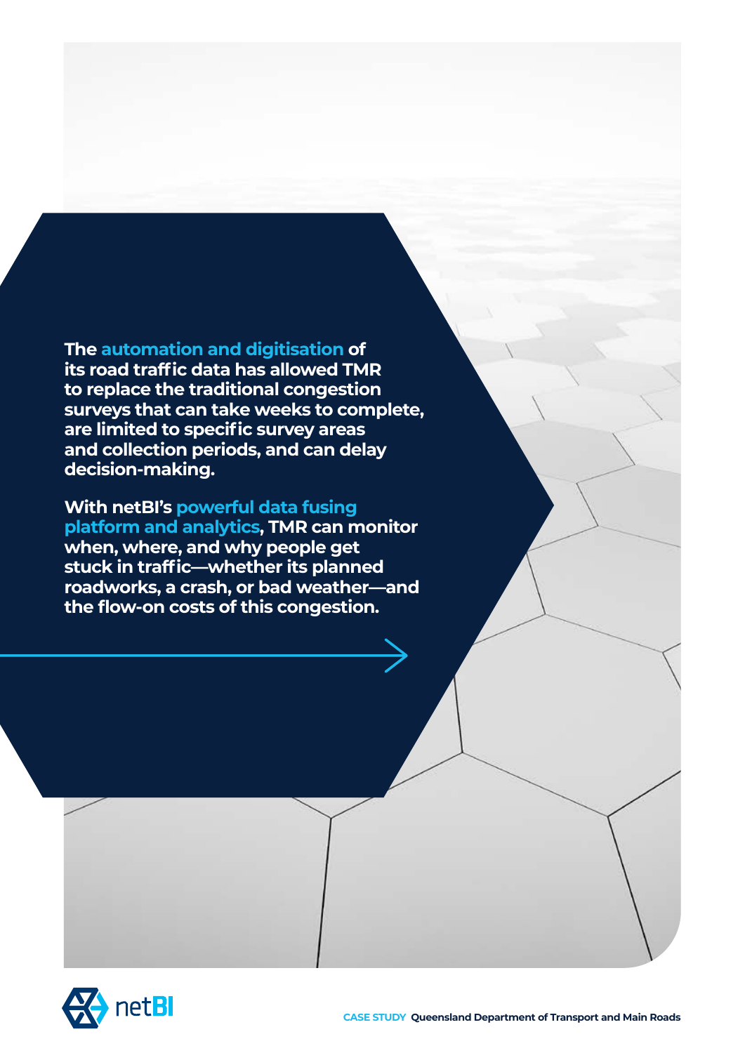**The automation and digitisation of its road traffic data has allowed TMR to replace the traditional congestion surveys that can take weeks to complete, are limited to specific survey areas and collection periods, and can delay decision-making.**

**With netBI's powerful data fusing platform and analytics, TMR can monitor when, where, and why people get stuck in traffic—whether its planned roadworks, a crash, or bad weather—and the flow-on costs of this congestion.**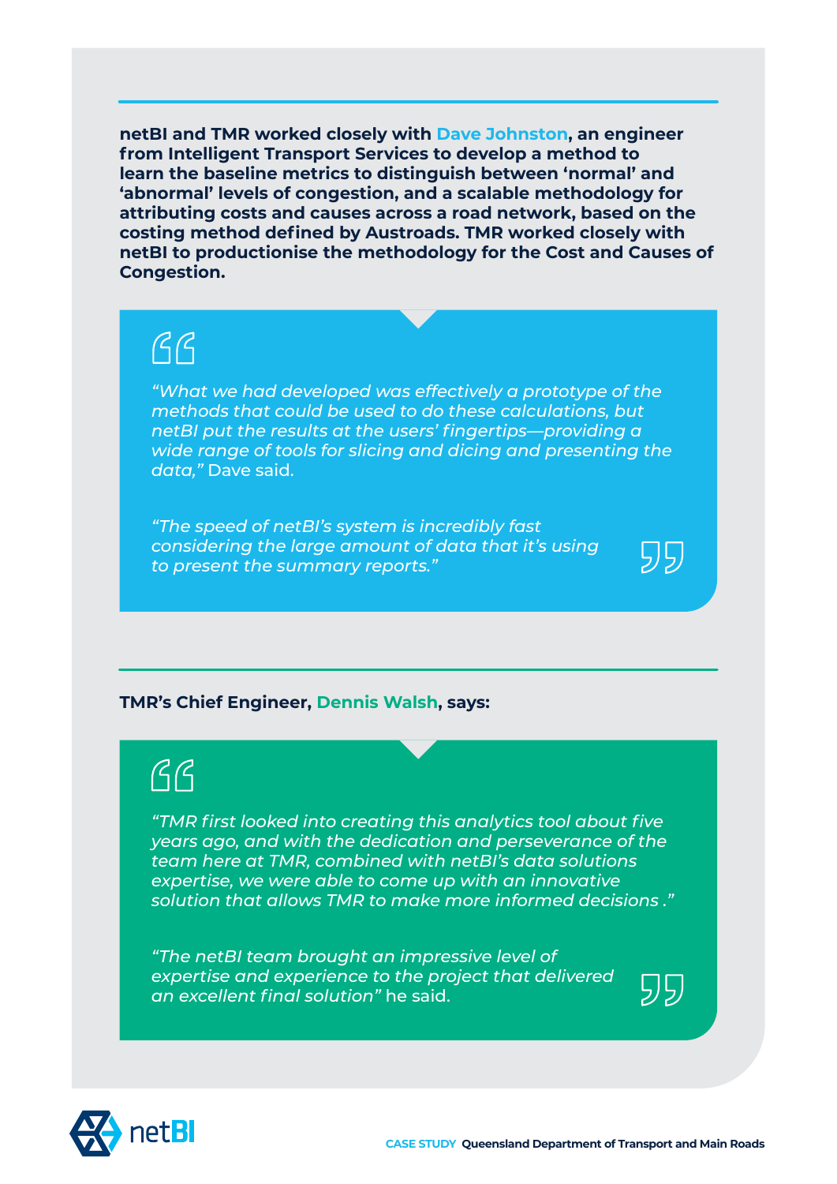**netBI and TMR worked closely with Dave Johnston, an engineer from Intelligent Transport Services to develop a method to learn the baseline metrics to distinguish between 'normal' and 'abnormal' levels of congestion, and a scalable methodology for attributing costs and causes across a road network, based on the costing method defined by Austroads. TMR worked closely with netBI to productionise the methodology for the Cost and Causes of Congestion.**

> *"What we had developed was effectively a prototype of the methods that could be used to do these calculations, but netBI put the results at the users' fingertips—providing a wide range of tools for slicing and dicing and presenting the data,"* Dave said.
>
> *"The speed of netBI's system is incredibly fast considering the large amount of data that it's using to present the summary reports."*

**TMR's Chief Engineer, Dennis Walsh, says:**

> *"TMR first looked into creating this analytics tool about five years ago, and with the dedication and perseverance of the team here at TMR, combined with netBI's data solutions expertise, we were able to come up with an innovative solution that allows TMR to make more informed decisions ."*
>
> *"The netBI team brought an impressive level of expertise and experience to the project that delivered an excellent final solution"* he said.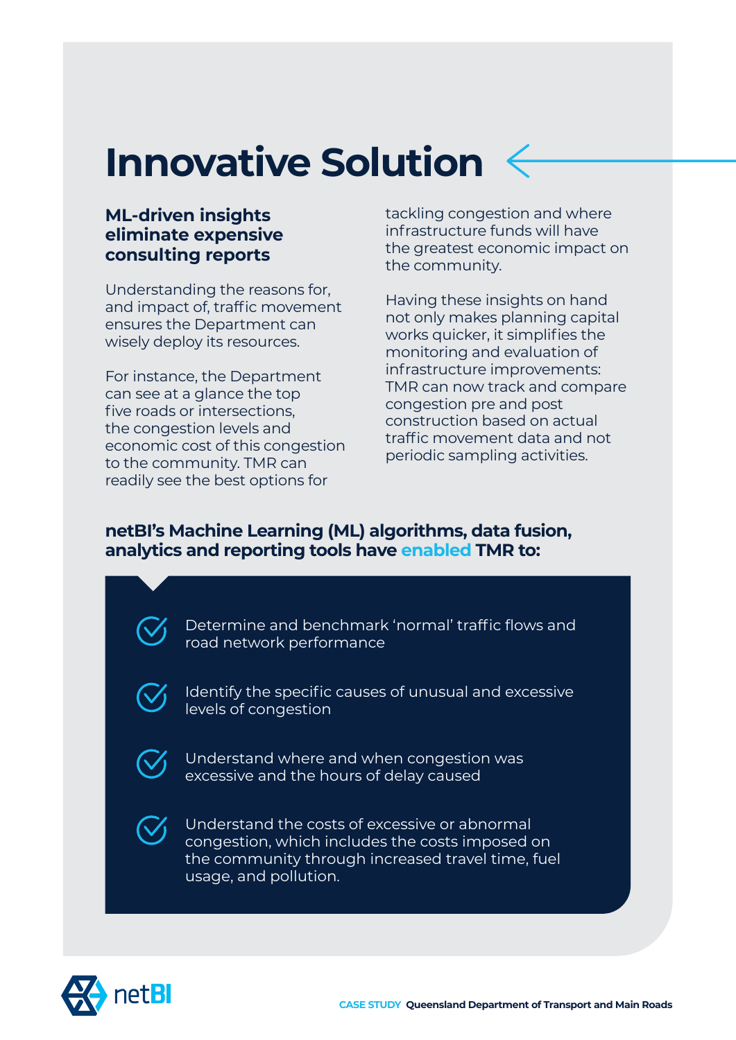# Innovative Solution

### ML-driven insights eliminate expensive consulting reports

Understanding the reasons for, and impact of, traffic movement ensures the Department can wisely deploy its resources.

For instance, the Department can see at a glance the top five roads or intersections, the congestion levels and economic cost of this congestion to the community. TMR can readily see the best options for tackling congestion and where infrastructure funds will have the greatest economic impact on the community.

Having these insights on hand not only makes planning capital works quicker, it simplifies the monitoring and evaluation of infrastructure improvements: TMR can now track and compare congestion pre and post construction based on actual traffic movement data and not periodic sampling activities.

**netBI's Machine Learning (ML) algorithms, data fusion, analytics and reporting tools have enabled TMR to:**

- Determine and benchmark 'normal' traffic flows and road network performance
- Identify the specific causes of unusual and excessive levels of congestion
- Understand where and when congestion was excessive and the hours of delay caused
- Understand the costs of excessive or abnormal congestion, which includes the costs imposed on the community through increased travel time, fuel usage, and pollution.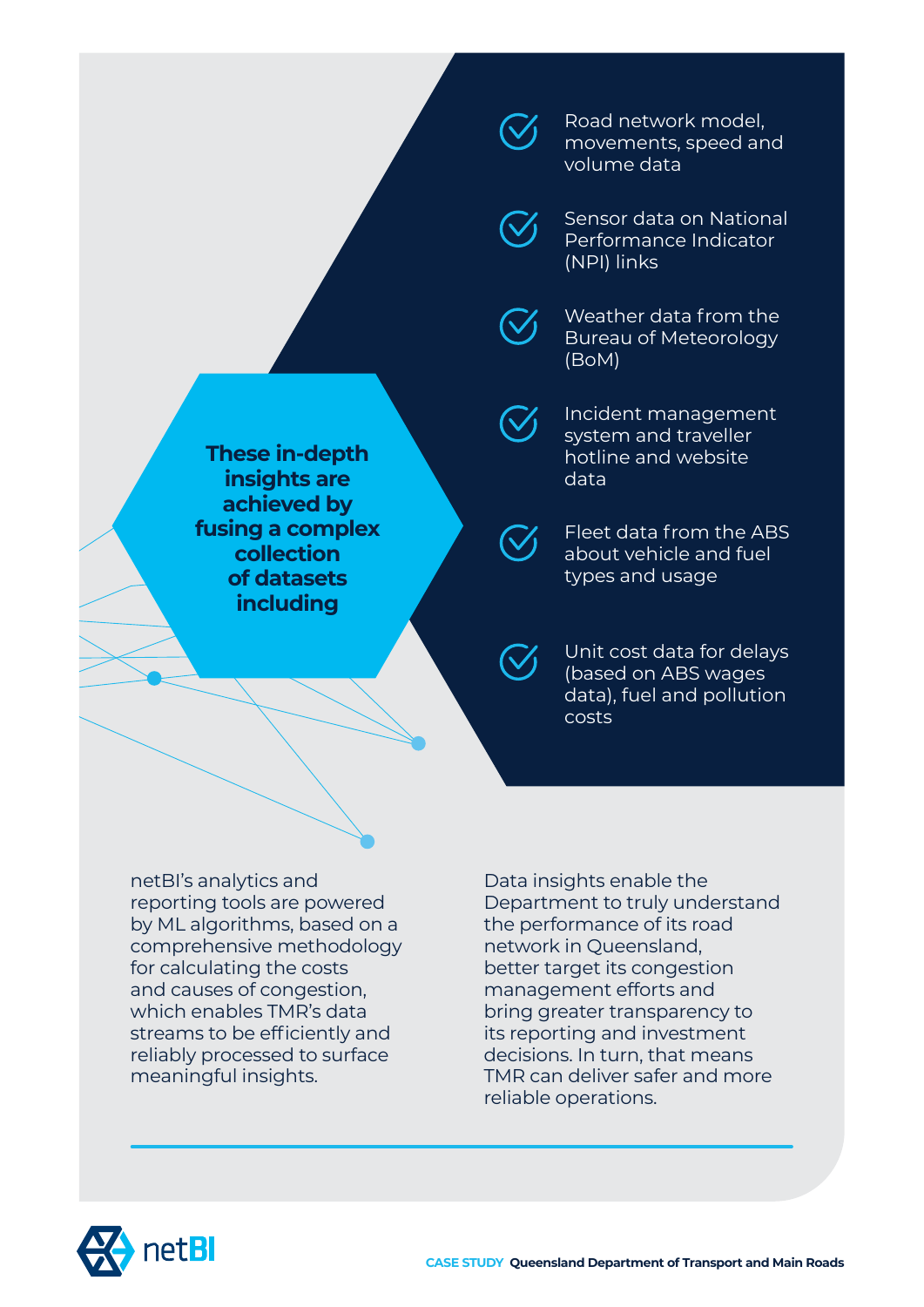**These in-depth insights are achieved by fusing a complex collection of datasets including**

- Road network model, movements, speed and volume data
- Sensor data on National Performance Indicator (NPI) links
- Weather data from the Bureau of Meteorology (BoM)
- Incident management system and traveller hotline and website data
- Fleet data from the ABS about vehicle and fuel types and usage
- Unit cost data for delays (based on ABS wages data), fuel and pollution costs

netBI's analytics and reporting tools are powered by ML algorithms, based on a comprehensive methodology for calculating the costs and causes of congestion, which enables TMR's data streams to be efficiently and reliably processed to surface meaningful insights.

Data insights enable the Department to truly understand the performance of its road network in Queensland, better target its congestion management efforts and bring greater transparency to its reporting and investment decisions. In turn, that means TMR can deliver safer and more reliable operations.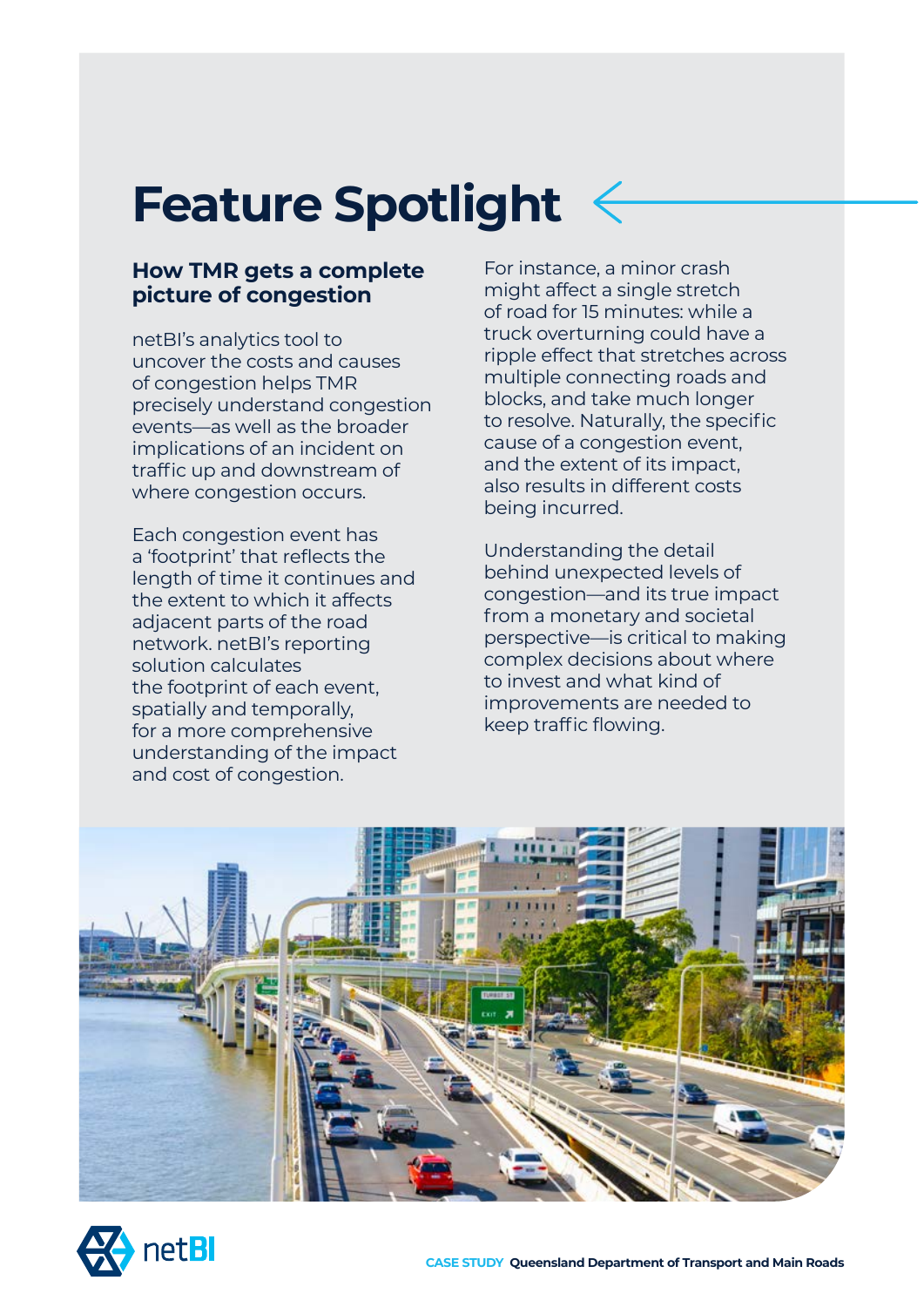# Feature Spotlight

## How TMR gets a complete picture of congestion

netBI's analytics tool to uncover the costs and causes of congestion helps TMR precisely understand congestion events—as well as the broader implications of an incident on traffic up and downstream of where congestion occurs.

Each congestion event has a 'footprint' that reflects the length of time it continues and the extent to which it affects adjacent parts of the road network. netBI's reporting solution calculates the footprint of each event, spatially and temporally, for a more comprehensive understanding of the impact and cost of congestion.

For instance, a minor crash might affect a single stretch of road for 15 minutes: while a truck overturning could have a ripple effect that stretches across multiple connecting roads and blocks, and take much longer to resolve. Naturally, the specific cause of a congestion event, and the extent of its impact, also results in different costs being incurred.

Understanding the detail behind unexpected levels of congestion—and its true impact from a monetary and societal perspective—is critical to making complex decisions about where to invest and what kind of improvements are needed to keep traffic flowing.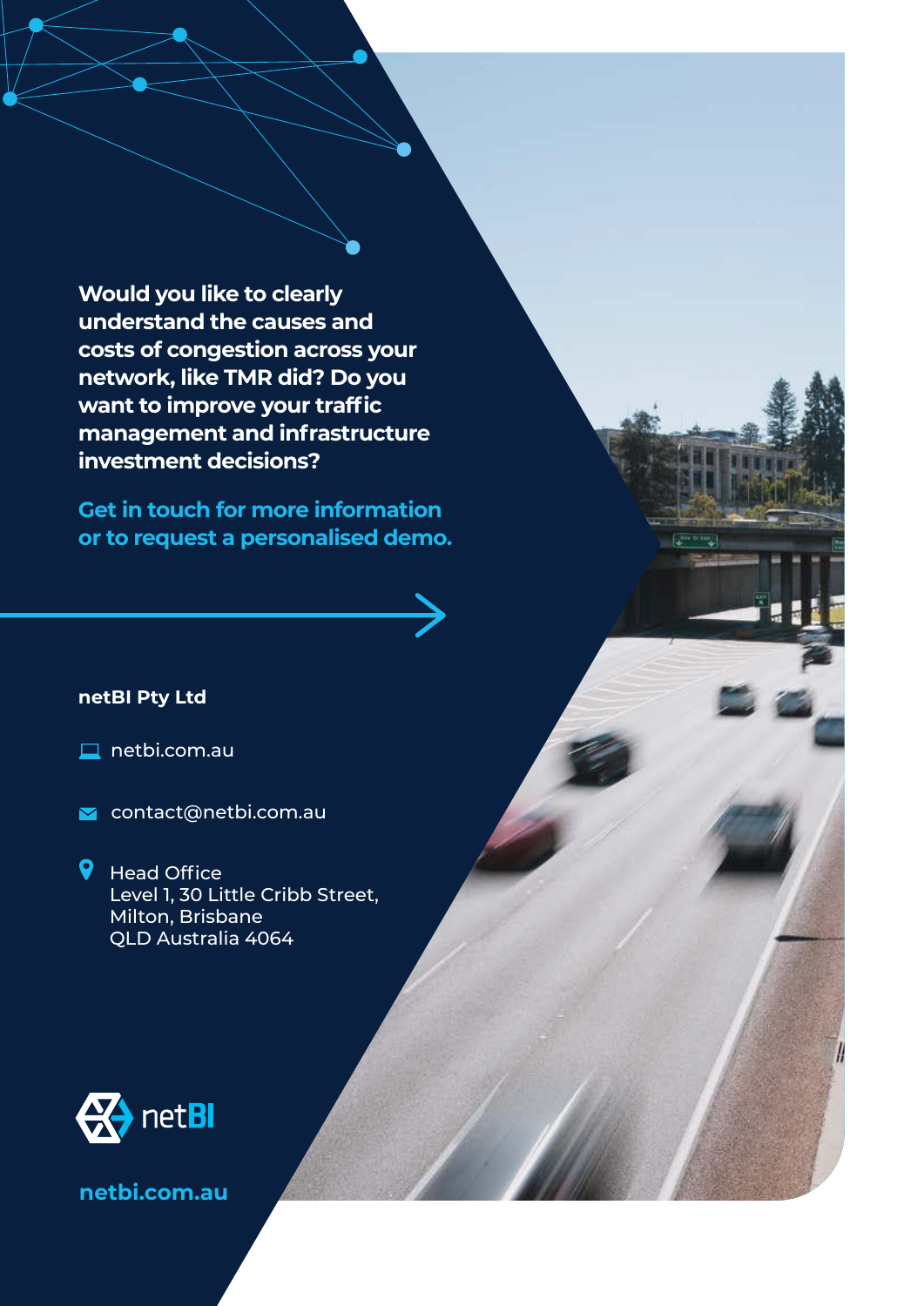**Would you like to clearly understand the causes and costs of congestion across your network, like TMR did? Do you want to improve your traffic management and infrastructure investment decisions?**

**Get in touch for more information or to request a personalised demo.**

**netBI Pty Ltd**

netbi.com.au

contact@netbi.com.au

Head Office
Level 1, 30 Little Cribb Street,
Milton, Brisbane
QLD Australia 4064

netBI

**netbi.com.au**